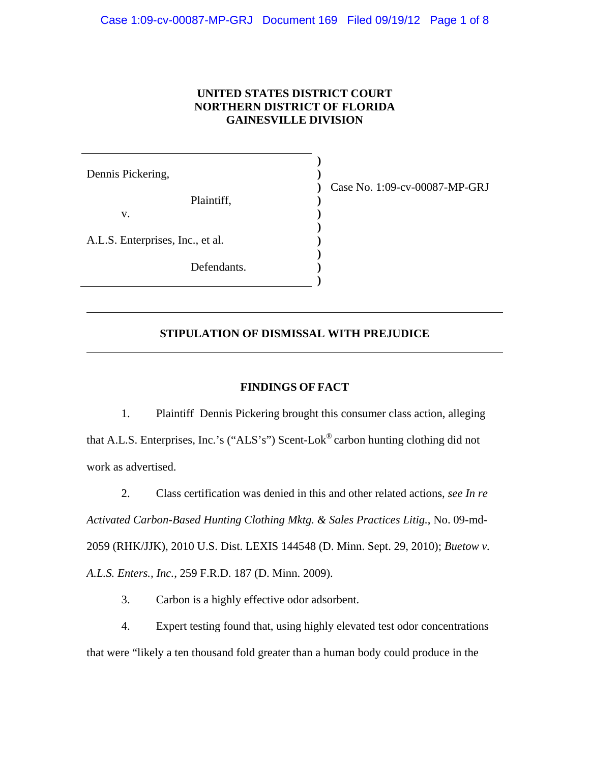**UNITED STATES DISTRICT COURT**
**NORTHERN DISTRICT OF FLORIDA**
**GAINESVILLE DIVISION**

Dennis Pickering,

Plaintiff,

v.

A.L.S. Enterprises, Inc., et al.

Defendants.

Case No. 1:09-cv-00087-MP-GRJ

---

**STIPULATION OF DISMISSAL WITH PREJUDICE**

---

**FINDINGS OF FACT**

1. Plaintiff Dennis Pickering brought this consumer class action, alleging that A.L.S. Enterprises, Inc.'s ("ALS's") Scent-Lok® carbon hunting clothing did not work as advertised.

2. Class certification was denied in this and other related actions, *see In re Activated Carbon-Based Hunting Clothing Mktg. & Sales Practices Litig.*, No. 09-md-2059 (RHK/JJK), 2010 U.S. Dist. LEXIS 144548 (D. Minn. Sept. 29, 2010); *Buetow v. A.L.S. Enters., Inc.*, 259 F.R.D. 187 (D. Minn. 2009).

3. Carbon is a highly effective odor adsorbent.

4. Expert testing found that, using highly elevated test odor concentrations that were "likely a ten thousand fold greater than a human body could produce in the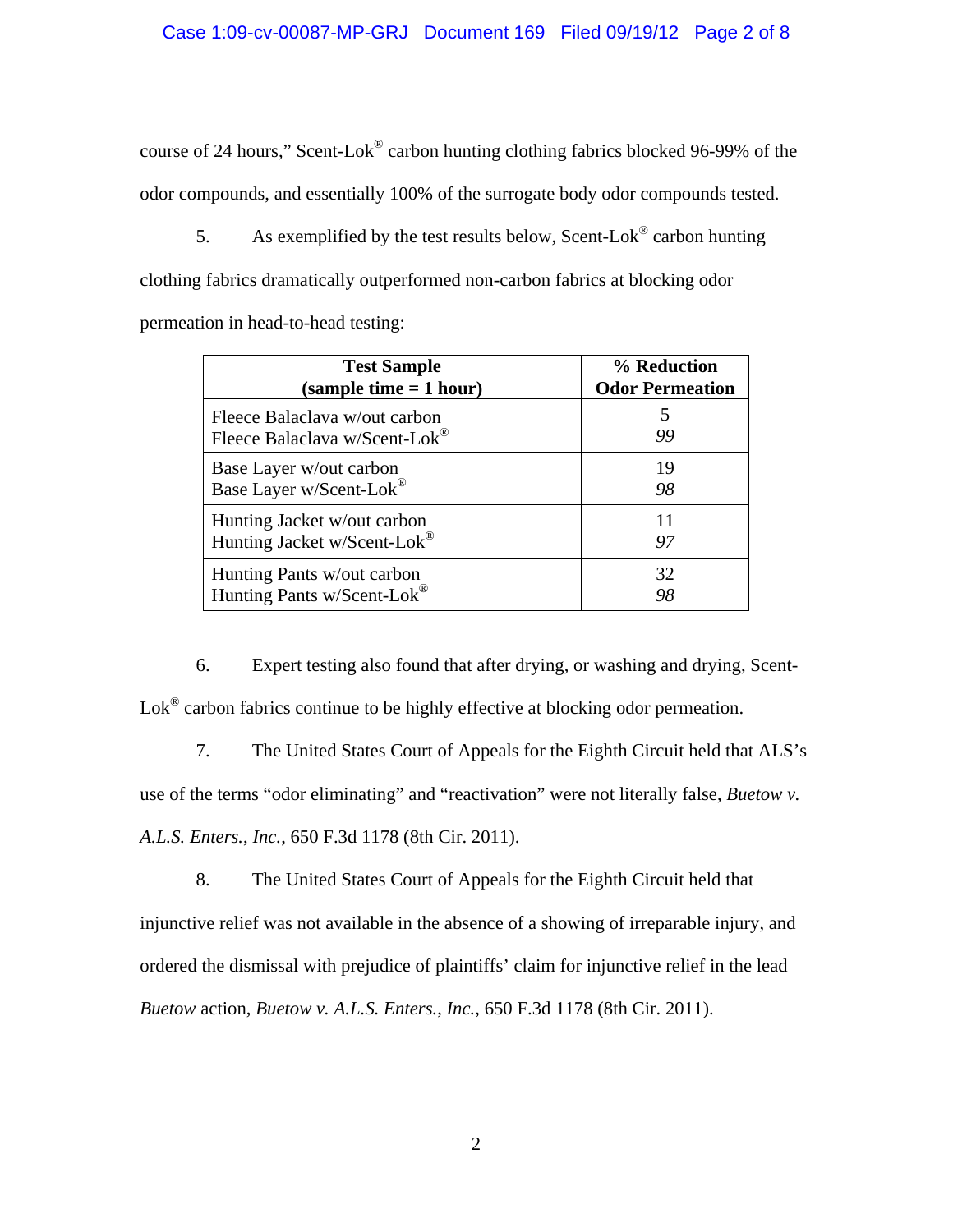course of 24 hours," Scent-Lok® carbon hunting clothing fabrics blocked 96-99% of the odor compounds, and essentially 100% of the surrogate body odor compounds tested.

5. As exemplified by the test results below, Scent-Lok® carbon hunting clothing fabrics dramatically outperformed non-carbon fabrics at blocking odor permeation in head-to-head testing:

| **Test Sample (sample time = 1 hour)** | **% Reduction Odor Permeation** |
| --- | --- |
| Fleece Balaclava w/out carbon | 5 |
| Fleece Balaclava w/Scent-Lok® | *99* |
| Base Layer w/out carbon | 19 |
| Base Layer w/Scent-Lok® | *98* |
| Hunting Jacket w/out carbon | 11 |
| Hunting Jacket w/Scent-Lok® | *97* |
| Hunting Pants w/out carbon | 32 |
| Hunting Pants w/Scent-Lok® | *98* |

6. Expert testing also found that after drying, or washing and drying, Scent-Lok® carbon fabrics continue to be highly effective at blocking odor permeation.

7. The United States Court of Appeals for the Eighth Circuit held that ALS's use of the terms "odor eliminating" and "reactivation" were not literally false, *Buetow v. A.L.S. Enters., Inc.*, 650 F.3d 1178 (8th Cir. 2011).

8. The United States Court of Appeals for the Eighth Circuit held that injunctive relief was not available in the absence of a showing of irreparable injury, and ordered the dismissal with prejudice of plaintiffs' claim for injunctive relief in the lead *Buetow* action, *Buetow v. A.L.S. Enters., Inc.*, 650 F.3d 1178 (8th Cir. 2011).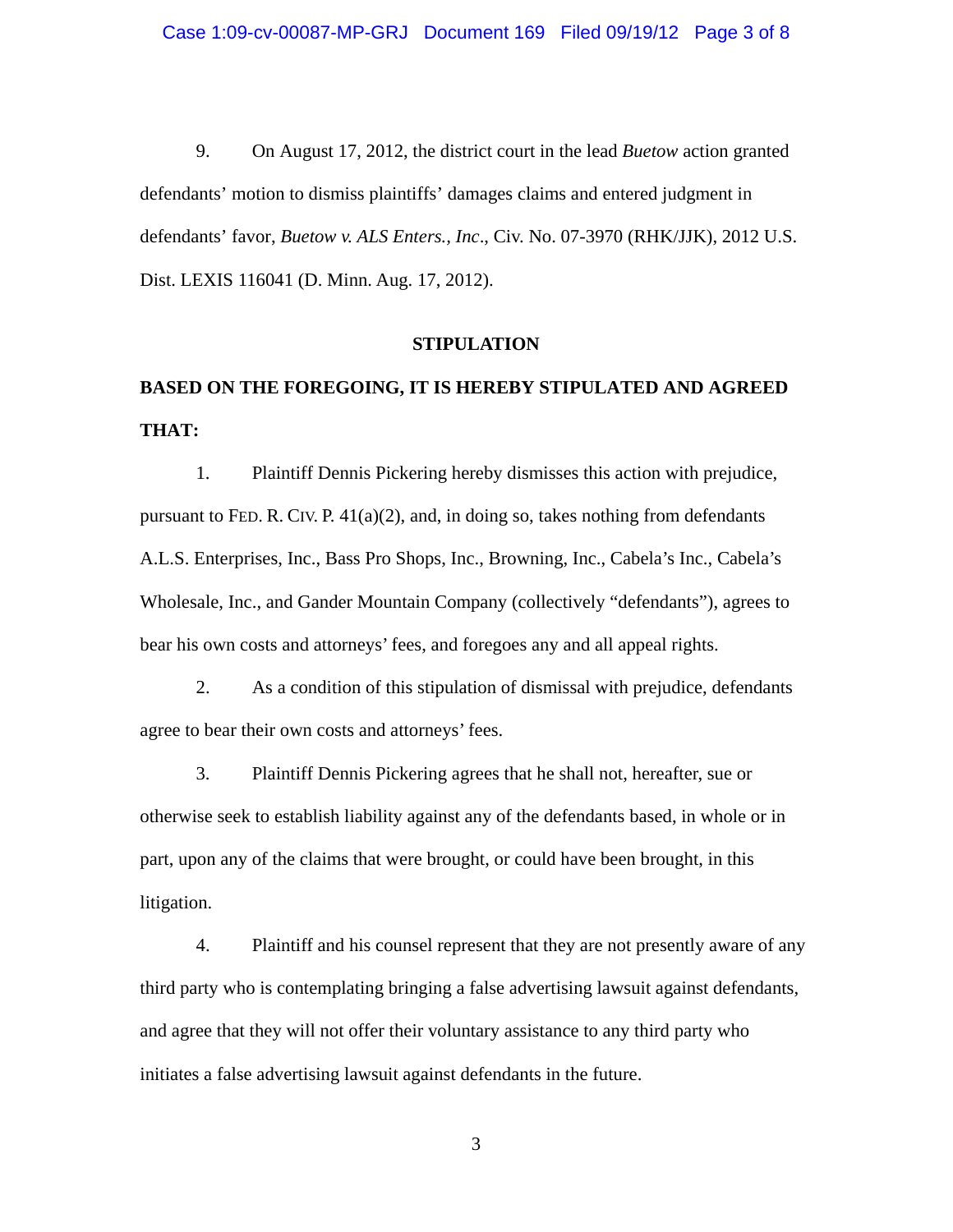9. On August 17, 2012, the district court in the lead *Buetow* action granted defendants' motion to dismiss plaintiffs' damages claims and entered judgment in defendants' favor, *Buetow v. ALS Enters., Inc*., Civ. No. 07-3970 (RHK/JJK), 2012 U.S. Dist. LEXIS 116041 (D. Minn. Aug. 17, 2012).

**STIPULATION**

**BASED ON THE FOREGOING, IT IS HEREBY STIPULATED AND AGREED THAT:**

1. Plaintiff Dennis Pickering hereby dismisses this action with prejudice, pursuant to FED. R. CIV. P. 41(a)(2), and, in doing so, takes nothing from defendants A.L.S. Enterprises, Inc., Bass Pro Shops, Inc., Browning, Inc., Cabela's Inc., Cabela's Wholesale, Inc., and Gander Mountain Company (collectively "defendants"), agrees to bear his own costs and attorneys' fees, and foregoes any and all appeal rights.

2. As a condition of this stipulation of dismissal with prejudice, defendants agree to bear their own costs and attorneys' fees.

3. Plaintiff Dennis Pickering agrees that he shall not, hereafter, sue or otherwise seek to establish liability against any of the defendants based, in whole or in part, upon any of the claims that were brought, or could have been brought, in this litigation.

4. Plaintiff and his counsel represent that they are not presently aware of any third party who is contemplating bringing a false advertising lawsuit against defendants, and agree that they will not offer their voluntary assistance to any third party who initiates a false advertising lawsuit against defendants in the future.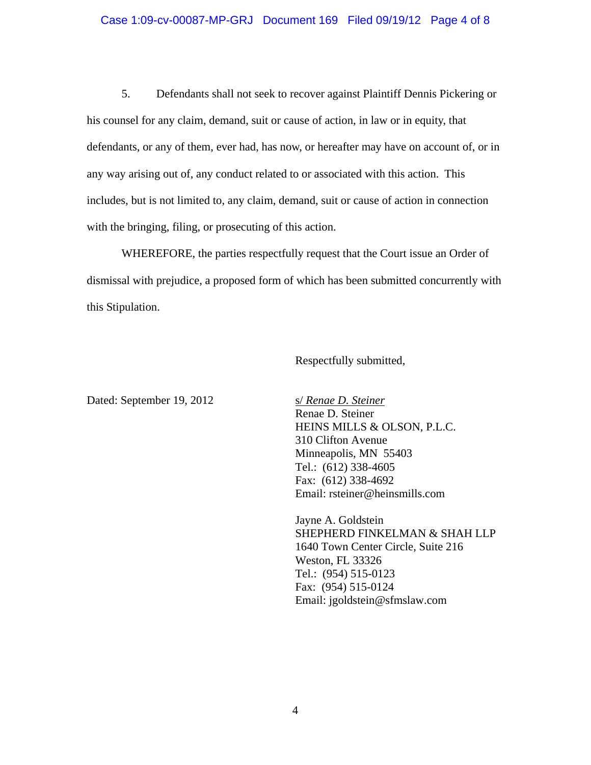5. Defendants shall not seek to recover against Plaintiff Dennis Pickering or his counsel for any claim, demand, suit or cause of action, in law or in equity, that defendants, or any of them, ever had, has now, or hereafter may have on account of, or in any way arising out of, any conduct related to or associated with this action. This includes, but is not limited to, any claim, demand, suit or cause of action in connection with the bringing, filing, or prosecuting of this action.

WHEREFORE, the parties respectfully request that the Court issue an Order of dismissal with prejudice, a proposed form of which has been submitted concurrently with this Stipulation.

Respectfully submitted,

Dated: September 19, 2012

s/ *Renae D. Steiner*
Renae D. Steiner
HEINS MILLS & OLSON, P.L.C.
310 Clifton Avenue
Minneapolis, MN 55403
Tel.: (612) 338-4605
Fax: (612) 338-4692
Email: rsteiner@heinsmills.com

Jayne A. Goldstein
SHEPHERD FINKELMAN & SHAH LLP
1640 Town Center Circle, Suite 216
Weston, FL 33326
Tel.: (954) 515-0123
Fax: (954) 515-0124
Email: jgoldstein@sfmslaw.com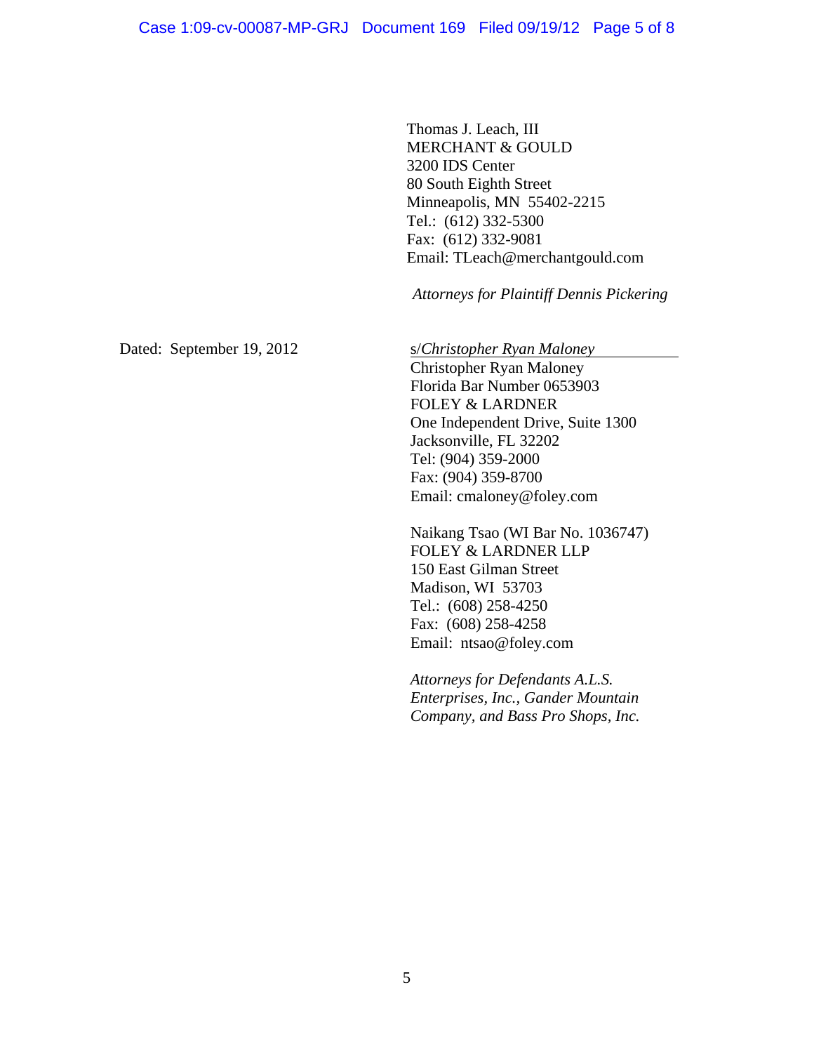Thomas J. Leach, III
MERCHANT & GOULD
3200 IDS Center
80 South Eighth Street
Minneapolis, MN 55402-2215
Tel.: (612) 332-5300
Fax: (612) 332-9081
Email: TLeach@merchantgould.com

*Attorneys for Plaintiff Dennis Pickering*

Dated: September 19, 2012

s/*Christopher Ryan Maloney*
Christopher Ryan Maloney
Florida Bar Number 0653903
FOLEY & LARDNER
One Independent Drive, Suite 1300
Jacksonville, FL 32202
Tel: (904) 359-2000
Fax: (904) 359-8700
Email: cmaloney@foley.com

Naikang Tsao (WI Bar No. 1036747)
FOLEY & LARDNER LLP
150 East Gilman Street
Madison, WI 53703
Tel.: (608) 258-4250
Fax: (608) 258-4258
Email: ntsao@foley.com

*Attorneys for Defendants A.L.S. Enterprises, Inc., Gander Mountain Company, and Bass Pro Shops, Inc.*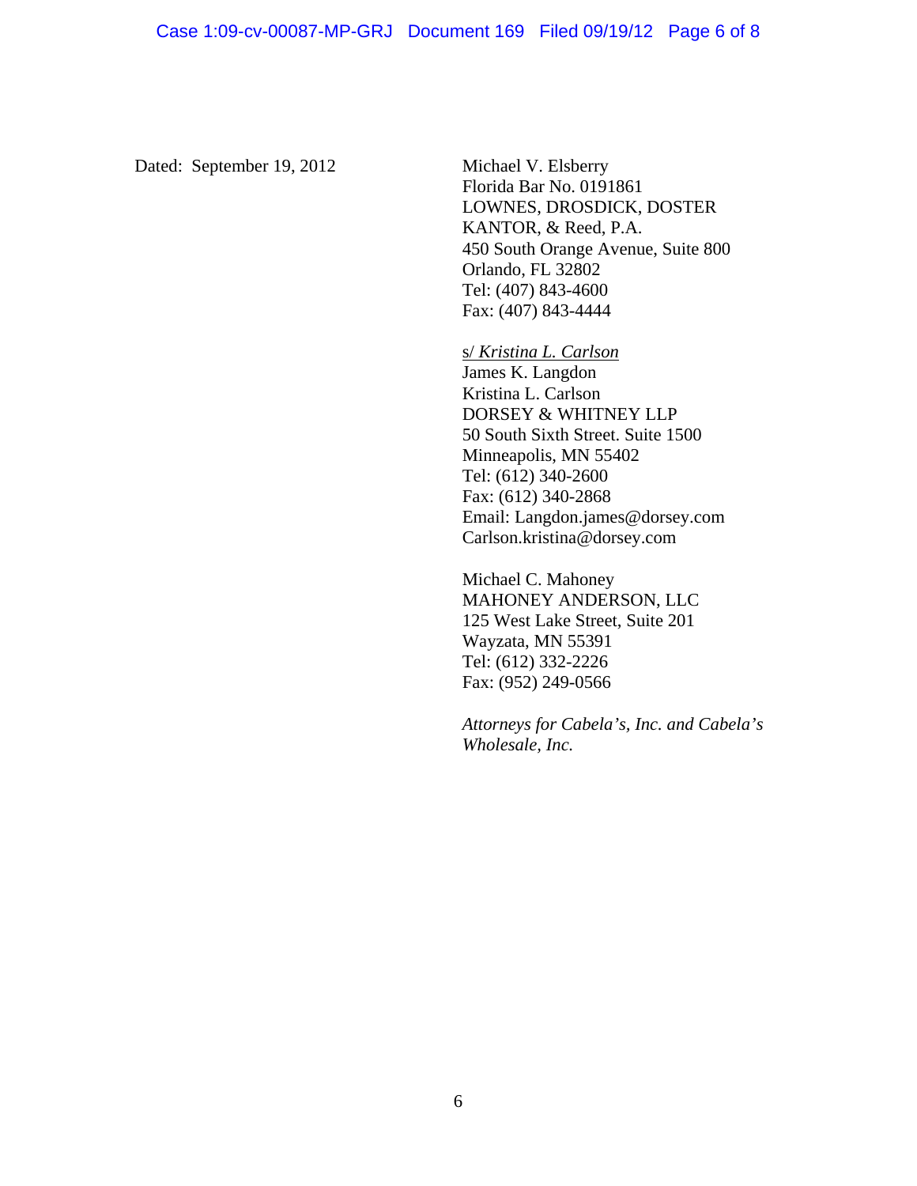Dated: September 19, 2012

Michael V. Elsberry
Florida Bar No. 0191861
LOWNES, DROSDICK, DOSTER
KANTOR, & Reed, P.A.
450 South Orange Avenue, Suite 800
Orlando, FL 32802
Tel: (407) 843-4600
Fax: (407) 843-4444

s/ *Kristina L. Carlson*
James K. Langdon
Kristina L. Carlson
DORSEY & WHITNEY LLP
50 South Sixth Street. Suite 1500
Minneapolis, MN 55402
Tel: (612) 340-2600
Fax: (612) 340-2868
Email: Langdon.james@dorsey.com
Carlson.kristina@dorsey.com

Michael C. Mahoney
MAHONEY ANDERSON, LLC
125 West Lake Street, Suite 201
Wayzata, MN 55391
Tel: (612) 332-2226
Fax: (952) 249-0566

*Attorneys for Cabela's, Inc. and Cabela's Wholesale, Inc.*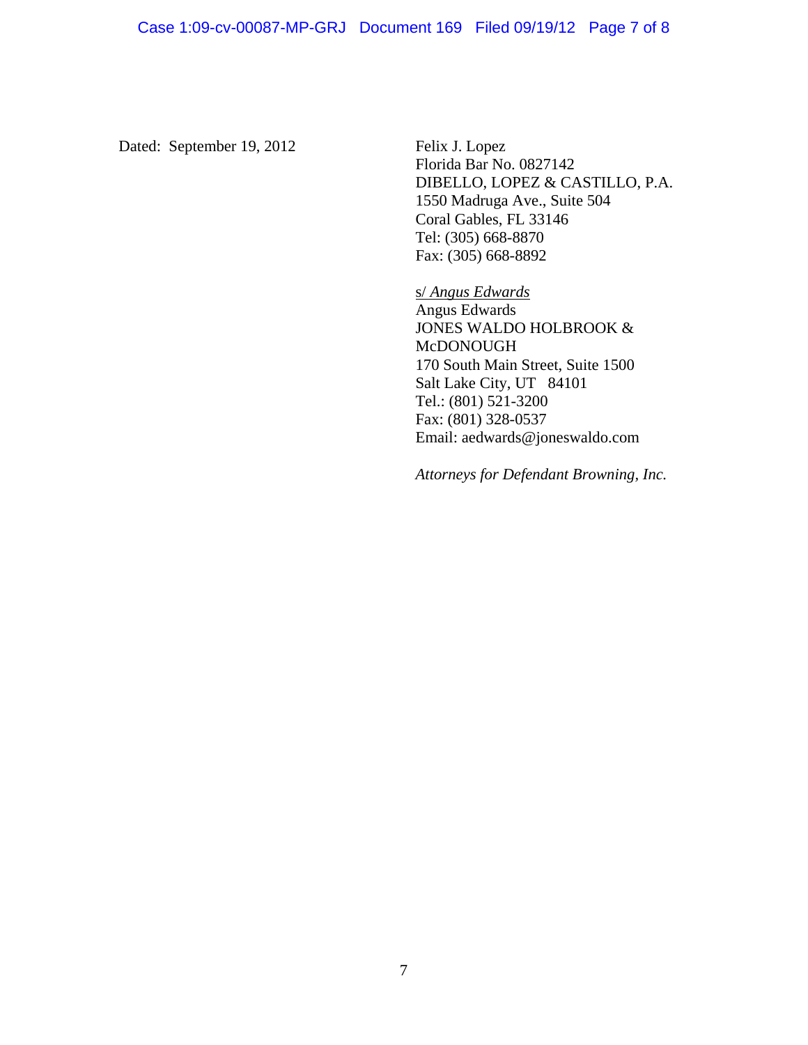Dated: September 19, 2012

Felix J. Lopez
Florida Bar No. 0827142
DIBELLO, LOPEZ & CASTILLO, P.A.
1550 Madruga Ave., Suite 504
Coral Gables, FL 33146
Tel: (305) 668-8870
Fax: (305) 668-8892

s/ *Angus Edwards*
Angus Edwards
JONES WALDO HOLBROOK & McDONOUGH
170 South Main Street, Suite 1500
Salt Lake City, UT 84101
Tel.: (801) 521-3200
Fax: (801) 328-0537
Email: aedwards@joneswaldo.com

*Attorneys for Defendant Browning, Inc.*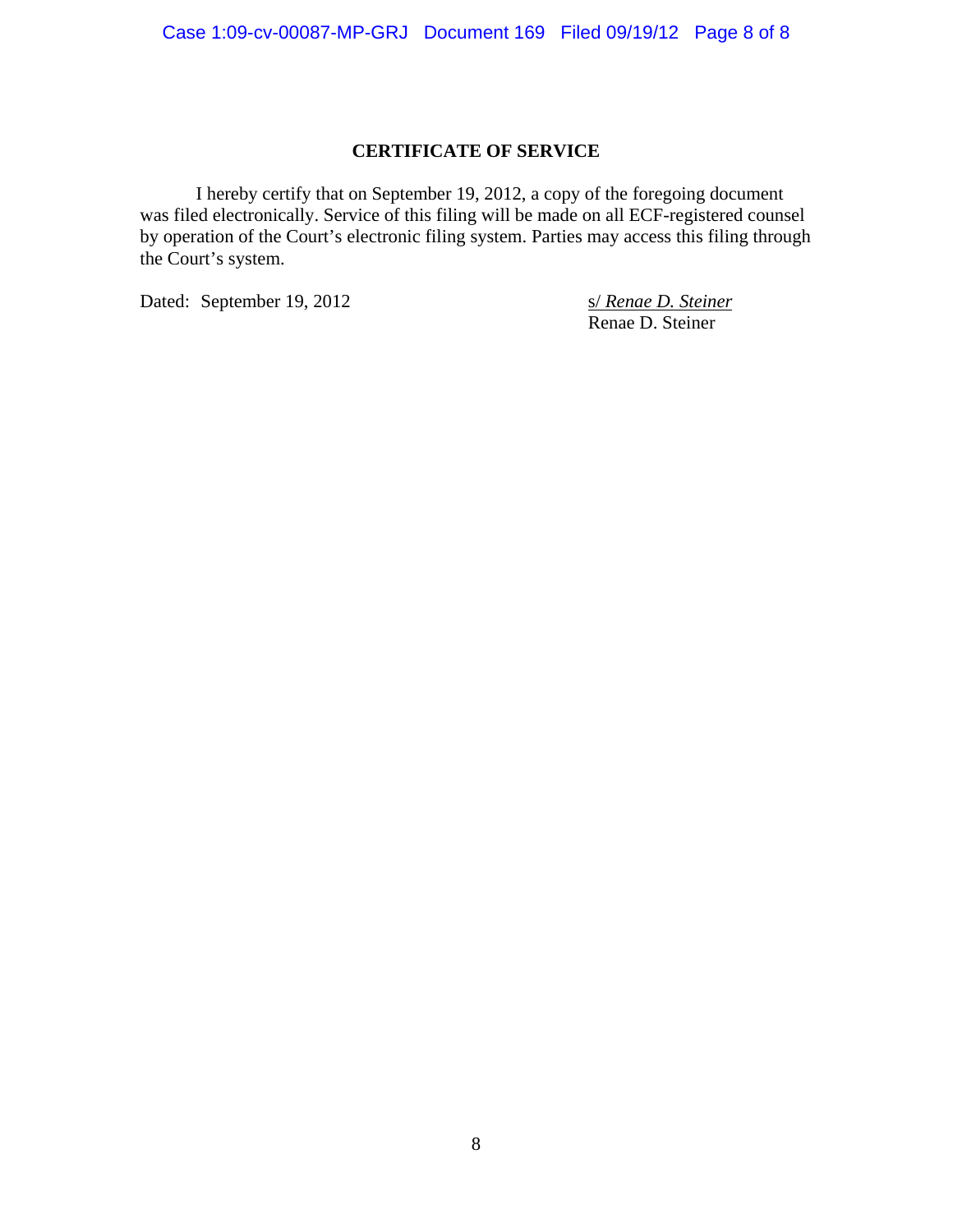## CERTIFICATE OF SERVICE

I hereby certify that on September 19, 2012, a copy of the foregoing document was filed electronically. Service of this filing will be made on all ECF-registered counsel by operation of the Court's electronic filing system. Parties may access this filing through the Court's system.

Dated: September 19, 2012

s/ *Renae D. Steiner*
Renae D. Steiner